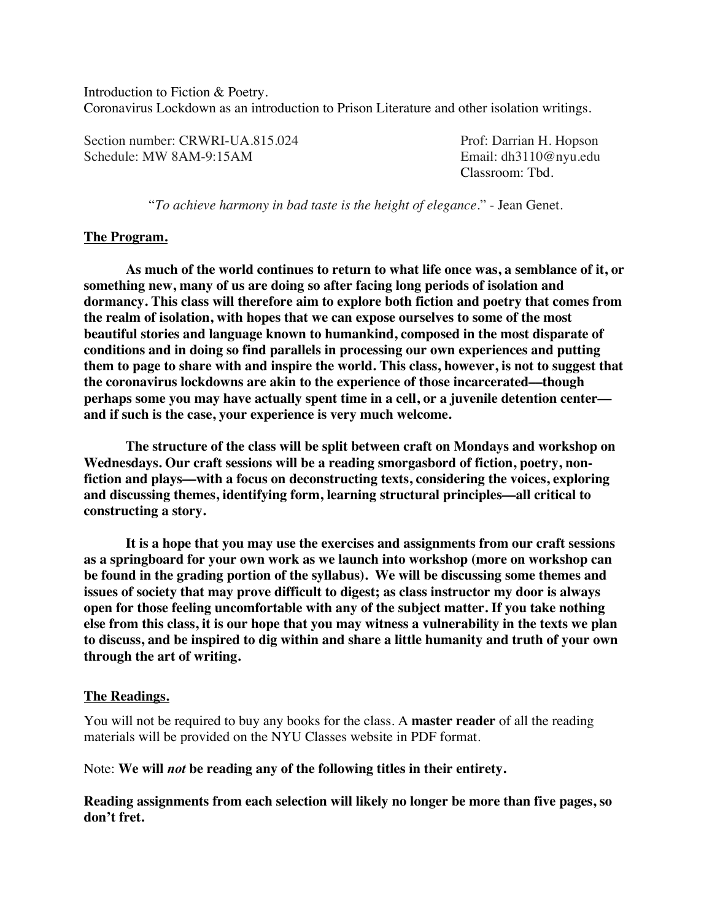Introduction to Fiction & Poetry.
Coronavirus Lockdown as an introduction to Prison Literature and other isolation writings.

Section number: CRWRI-UA.815.024
Schedule: MW 8AM-9:15AM

Prof: Darrian H. Hopson
Email: dh3110@nyu.edu
Classroom: Tbd.

"*To achieve harmony in bad taste is the height of elegance*." - Jean Genet.

## The Program.

**As much of the world continues to return to what life once was, a semblance of it, or something new, many of us are doing so after facing long periods of isolation and dormancy. This class will therefore aim to explore both fiction and poetry that comes from the realm of isolation, with hopes that we can expose ourselves to some of the most beautiful stories and language known to humankind, composed in the most disparate of conditions and in doing so find parallels in processing our own experiences and putting them to page to share with and inspire the world. This class, however, is not to suggest that the coronavirus lockdowns are akin to the experience of those incarcerated—though perhaps some you may have actually spent time in a cell, or a juvenile detention center—and if such is the case, your experience is very much welcome.**

**The structure of the class will be split between craft on Mondays and workshop on Wednesdays. Our craft sessions will be a reading smorgasbord of fiction, poetry, non-fiction and plays—with a focus on deconstructing texts, considering the voices, exploring and discussing themes, identifying form, learning structural principles—all critical to constructing a story.**

**It is a hope that you may use the exercises and assignments from our craft sessions as a springboard for your own work as we launch into workshop (more on workshop can be found in the grading portion of the syllabus). We will be discussing some themes and issues of society that may prove difficult to digest; as class instructor my door is always open for those feeling uncomfortable with any of the subject matter. If you take nothing else from this class, it is our hope that you may witness a vulnerability in the texts we plan to discuss, and be inspired to dig within and share a little humanity and truth of your own through the art of writing.**

## The Readings.

You will not be required to buy any books for the class. A **master reader** of all the reading materials will be provided on the NYU Classes website in PDF format.

Note: **We will *not* be reading any of the following titles in their entirety.**

**Reading assignments from each selection will likely no longer be more than five pages, so don't fret.**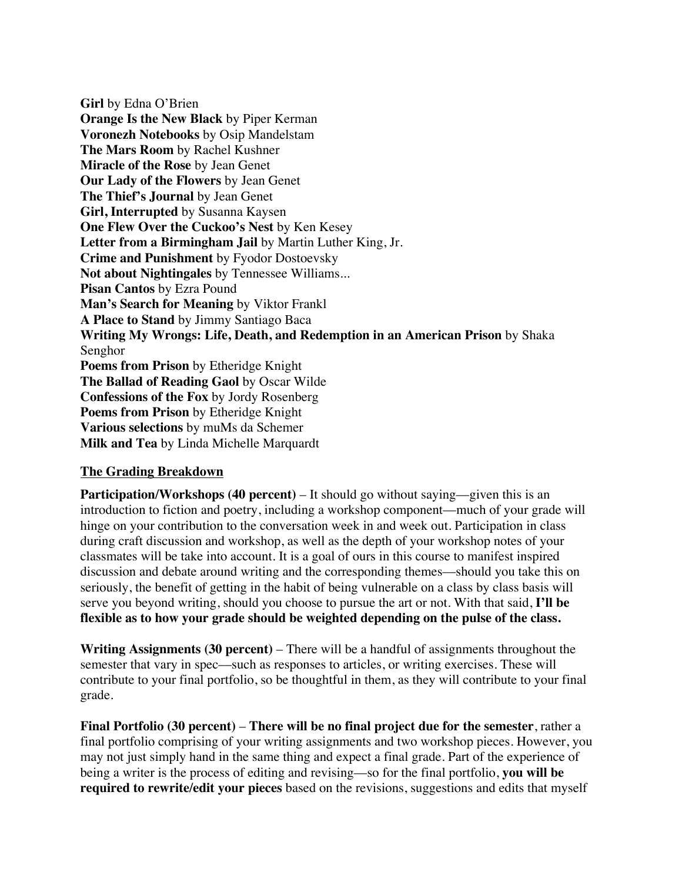**Girl** by Edna O'Brien
**Orange Is the New Black** by Piper Kerman
**Voronezh Notebooks** by Osip Mandelstam
**The Mars Room** by Rachel Kushner
**Miracle of the Rose** by Jean Genet
**Our Lady of the Flowers** by Jean Genet
**The Thief's Journal** by Jean Genet
**Girl, Interrupted** by Susanna Kaysen
**One Flew Over the Cuckoo's Nest** by Ken Kesey
**Letter from a Birmingham Jail** by Martin Luther King, Jr.
**Crime and Punishment** by Fyodor Dostoevsky
**Not about Nightingales** by Tennessee Williams...
**Pisan Cantos** by Ezra Pound
**Man's Search for Meaning** by Viktor Frankl
**A Place to Stand** by Jimmy Santiago Baca
**Writing My Wrongs: Life, Death, and Redemption in an American Prison** by Shaka Senghor
**Poems from Prison** by Etheridge Knight
**The Ballad of Reading Gaol** by Oscar Wilde
**Confessions of the Fox** by Jordy Rosenberg
**Poems from Prison** by Etheridge Knight
**Various selections** by muMs da Schemer
**Milk and Tea** by Linda Michelle Marquardt

## The Grading Breakdown

**Participation/Workshops (40 percent)** – It should go without saying—given this is an introduction to fiction and poetry, including a workshop component—much of your grade will hinge on your contribution to the conversation week in and week out. Participation in class during craft discussion and workshop, as well as the depth of your workshop notes of your classmates will be take into account. It is a goal of ours in this course to manifest inspired discussion and debate around writing and the corresponding themes—should you take this on seriously, the benefit of getting in the habit of being vulnerable on a class by class basis will serve you beyond writing, should you choose to pursue the art or not. With that said, **I'll be flexible as to how your grade should be weighted depending on the pulse of the class.**

**Writing Assignments (30 percent)** – There will be a handful of assignments throughout the semester that vary in spec—such as responses to articles, or writing exercises. These will contribute to your final portfolio, so be thoughtful in them, as they will contribute to your final grade.

**Final Portfolio (30 percent)** – **There will be no final project due for the semester**, rather a final portfolio comprising of your writing assignments and two workshop pieces. However, you may not just simply hand in the same thing and expect a final grade. Part of the experience of being a writer is the process of editing and revising—so for the final portfolio, **you will be required to rewrite/edit your pieces** based on the revisions, suggestions and edits that myself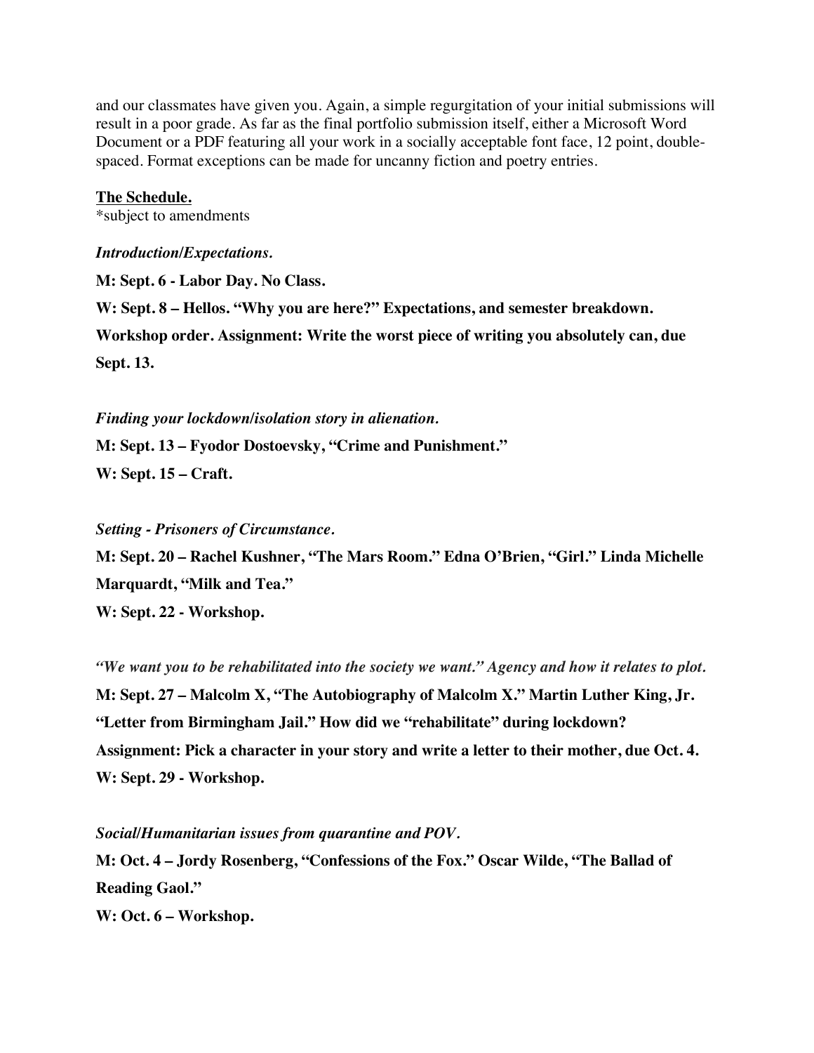and our classmates have given you. Again, a simple regurgitation of your initial submissions will result in a poor grade. As far as the final portfolio submission itself, either a Microsoft Word Document or a PDF featuring all your work in a socially acceptable font face, 12 point, double-spaced. Format exceptions can be made for uncanny fiction and poetry entries.

**<u>The Schedule.</u>**
*subject to amendments

***Introduction/Expectations.***

**M: Sept. 6 - Labor Day. No Class.**

**W: Sept. 8 – Hellos. "Why you are here?" Expectations, and semester breakdown. Workshop order. Assignment: Write the worst piece of writing you absolutely can, due Sept. 13.**

***Finding your lockdown/isolation story in alienation.***

**M: Sept. 13 – Fyodor Dostoevsky, "Crime and Punishment."**

**W: Sept. 15 – Craft.**

***Setting - Prisoners of Circumstance.***

**M: Sept. 20 – Rachel Kushner, "The Mars Room." Edna O'Brien, "Girl." Linda Michelle Marquardt, "Milk and Tea."**

**W: Sept. 22 - Workshop.**

***"We want you to be rehabilitated into the society we want." Agency and how it relates to plot.***

**M: Sept. 27 – Malcolm X, "The Autobiography of Malcolm X." Martin Luther King, Jr. "Letter from Birmingham Jail." How did we "rehabilitate" during lockdown? Assignment: Pick a character in your story and write a letter to their mother, due Oct. 4.**

**W: Sept. 29 - Workshop.**

***Social/Humanitarian issues from quarantine and POV.***

**M: Oct. 4 – Jordy Rosenberg, "Confessions of the Fox." Oscar Wilde, "The Ballad of Reading Gaol."**

**W: Oct. 6 – Workshop.**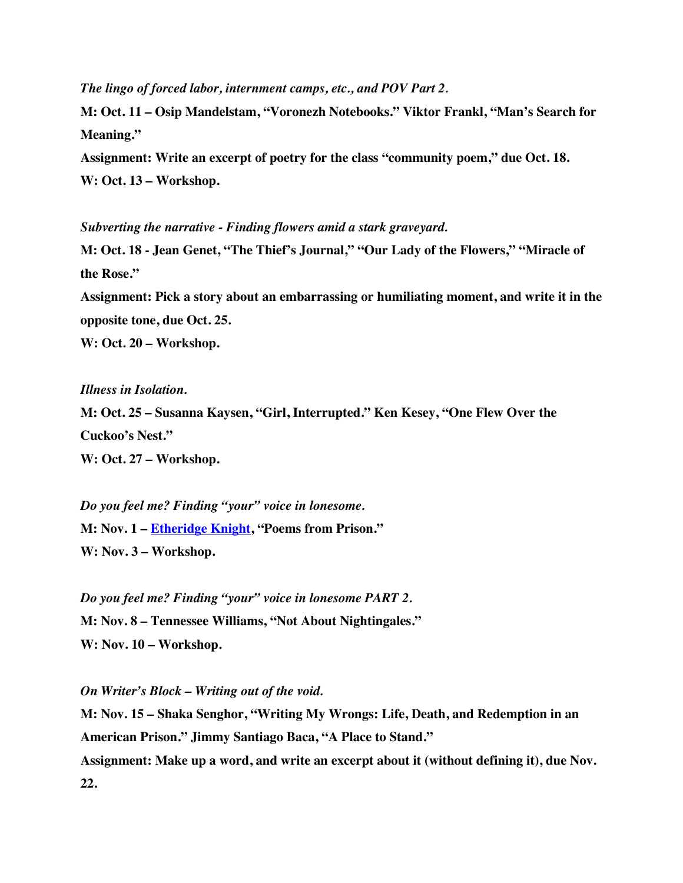*The lingo of forced labor, internment camps, etc., and POV Part 2.*

**M: Oct. 11 – Osip Mandelstam, "Voronezh Notebooks." Viktor Frankl, "Man's Search for Meaning."**

**Assignment: Write an excerpt of poetry for the class "community poem," due Oct. 18.**

**W: Oct. 13 – Workshop.**

*Subverting the narrative - Finding flowers amid a stark graveyard.*

**M: Oct. 18 - Jean Genet, "The Thief's Journal," "Our Lady of the Flowers," "Miracle of the Rose."**

**Assignment: Pick a story about an embarrassing or humiliating moment, and write it in the opposite tone, due Oct. 25.**

**W: Oct. 20 – Workshop.**

*Illness in Isolation.*

**M: Oct. 25 – Susanna Kaysen, "Girl, Interrupted." Ken Kesey, "One Flew Over the Cuckoo's Nest."**

**W: Oct. 27 – Workshop.**

*Do you feel me? Finding "your" voice in lonesome.*

**M: Nov. 1 – Etheridge Knight, "Poems from Prison."**

**W: Nov. 3 – Workshop.**

*Do you feel me? Finding "your" voice in lonesome PART 2.*

**M: Nov. 8 – Tennessee Williams, "Not About Nightingales."**

**W: Nov. 10 – Workshop.**

*On Writer's Block – Writing out of the void.*

**M: Nov. 15 – Shaka Senghor, "Writing My Wrongs: Life, Death, and Redemption in an American Prison." Jimmy Santiago Baca, "A Place to Stand."**

**Assignment: Make up a word, and write an excerpt about it (without defining it), due Nov. 22.**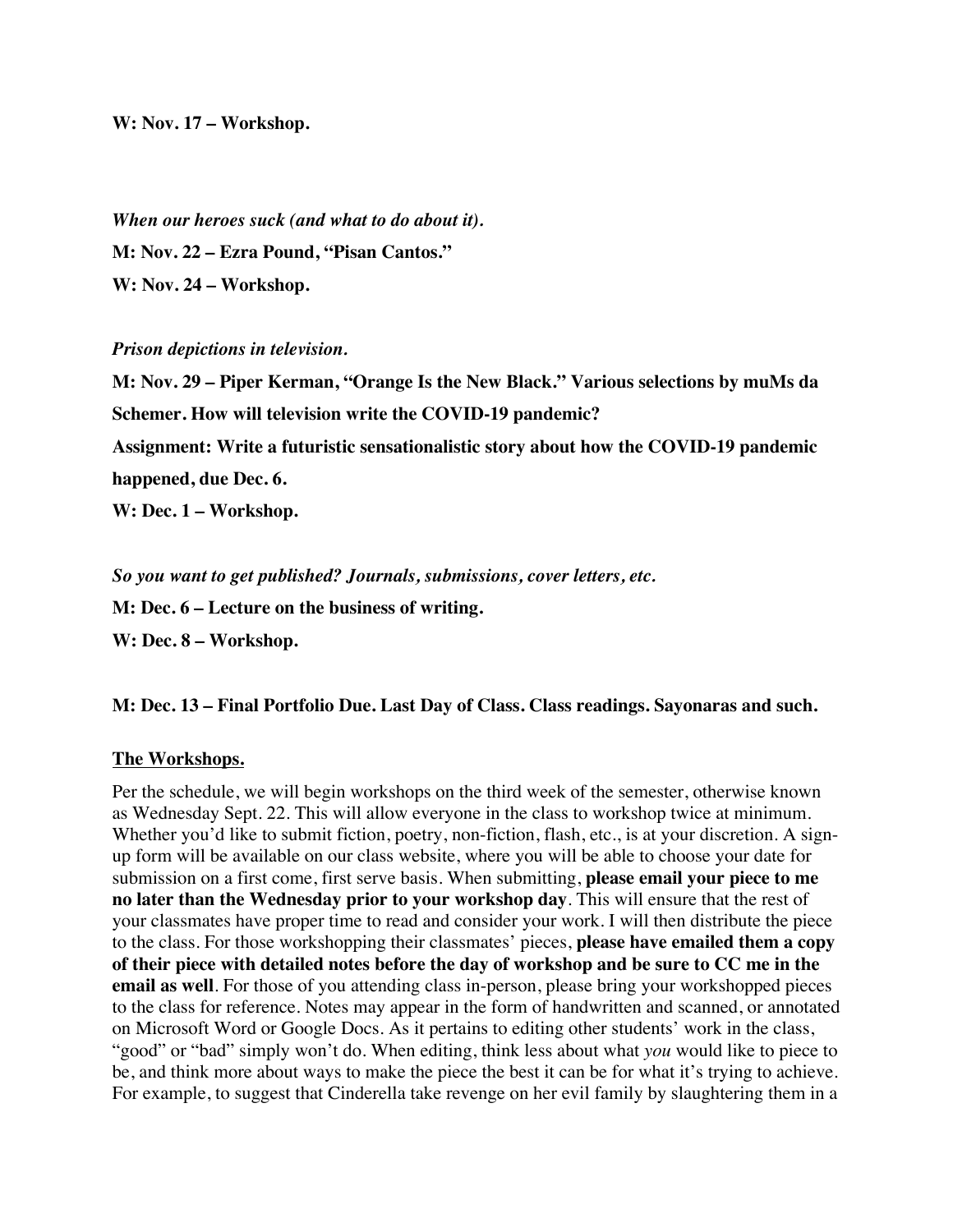**W: Nov. 17 – Workshop.**

***When our heroes suck (and what to do about it).***

**M: Nov. 22 – Ezra Pound, "Pisan Cantos."**

**W: Nov. 24 – Workshop.**

***Prison depictions in television.***

**M: Nov. 29 – Piper Kerman, "Orange Is the New Black." Various selections by muMs da Schemer. How will television write the COVID-19 pandemic?**

**Assignment: Write a futuristic sensationalistic story about how the COVID-19 pandemic happened, due Dec. 6.**

**W: Dec. 1 – Workshop.**

***So you want to get published? Journals, submissions, cover letters, etc.***

**M: Dec. 6 – Lecture on the business of writing.**

**W: Dec. 8 – Workshop.**

**M: Dec. 13 – Final Portfolio Due. Last Day of Class. Class readings. Sayonaras and such.**

## The Workshops.

Per the schedule, we will begin workshops on the third week of the semester, otherwise known as Wednesday Sept. 22. This will allow everyone in the class to workshop twice at minimum. Whether you'd like to submit fiction, poetry, non-fiction, flash, etc., is at your discretion. A sign-up form will be available on our class website, where you will be able to choose your date for submission on a first come, first serve basis. When submitting, **please email your piece to me no later than the Wednesday prior to your workshop day**. This will ensure that the rest of your classmates have proper time to read and consider your work. I will then distribute the piece to the class. For those workshopping their classmates' pieces, **please have emailed them a copy of their piece with detailed notes before the day of workshop and be sure to CC me in the email as well**. For those of you attending class in-person, please bring your workshopped pieces to the class for reference. Notes may appear in the form of handwritten and scanned, or annotated on Microsoft Word or Google Docs. As it pertains to editing other students' work in the class, "good" or "bad" simply won't do. When editing, think less about what *you* would like to piece to be, and think more about ways to make the piece the best it can be for what it's trying to achieve. For example, to suggest that Cinderella take revenge on her evil family by slaughtering them in a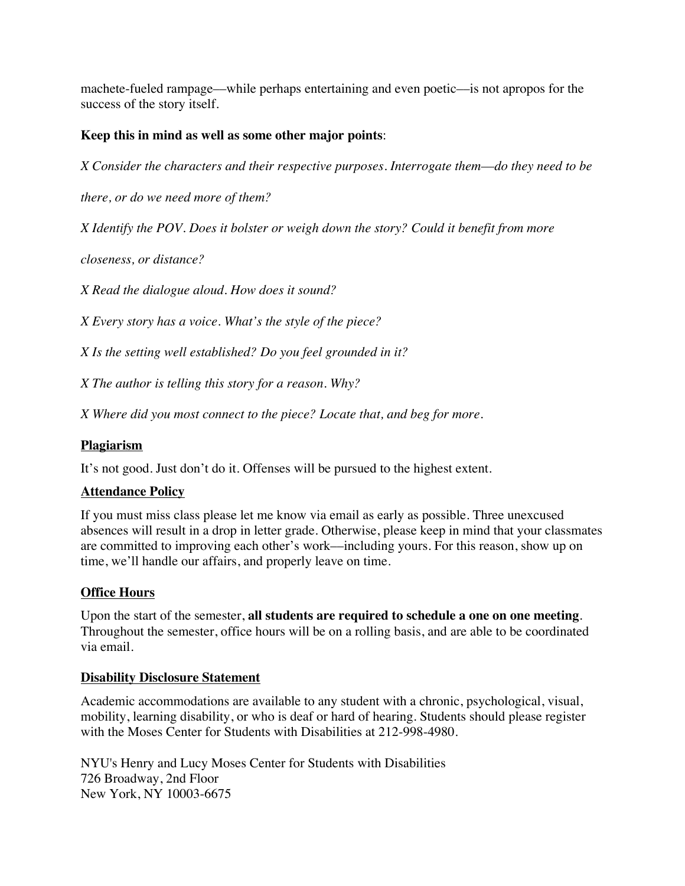machete-fueled rampage—while perhaps entertaining and even poetic—is not apropos for the success of the story itself.

**Keep this in mind as well as some other major points**:

*X Consider the characters and their respective purposes. Interrogate them—do they need to be there, or do we need more of them?*

*X Identify the POV. Does it bolster or weigh down the story? Could it benefit from more closeness, or distance?*

*X Read the dialogue aloud. How does it sound?*

*X Every story has a voice. What's the style of the piece?*

*X Is the setting well established? Do you feel grounded in it?*

*X The author is telling this story for a reason. Why?*

*X Where did you most connect to the piece? Locate that, and beg for more.*

## Plagiarism

It's not good. Just don't do it. Offenses will be pursued to the highest extent.

## Attendance Policy

If you must miss class please let me know via email as early as possible. Three unexcused absences will result in a drop in letter grade. Otherwise, please keep in mind that your classmates are committed to improving each other's work—including yours. For this reason, show up on time, we'll handle our affairs, and properly leave on time.

## Office Hours

Upon the start of the semester, **all students are required to schedule a one on one meeting**. Throughout the semester, office hours will be on a rolling basis, and are able to be coordinated via email.

## Disability Disclosure Statement

Academic accommodations are available to any student with a chronic, psychological, visual, mobility, learning disability, or who is deaf or hard of hearing. Students should please register with the Moses Center for Students with Disabilities at 212-998-4980.

NYU's Henry and Lucy Moses Center for Students with Disabilities
726 Broadway, 2nd Floor
New York, NY 10003-6675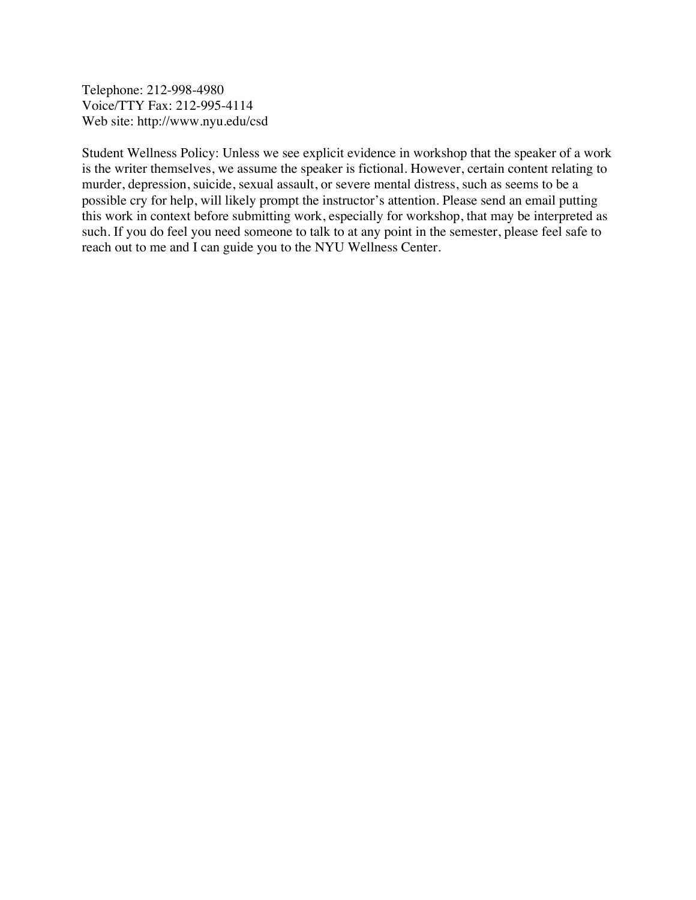Telephone: 212-998-4980
Voice/TTY Fax: 212-995-4114
Web site: http://www.nyu.edu/csd

Student Wellness Policy: Unless we see explicit evidence in workshop that the speaker of a work is the writer themselves, we assume the speaker is fictional. However, certain content relating to murder, depression, suicide, sexual assault, or severe mental distress, such as seems to be a possible cry for help, will likely prompt the instructor's attention. Please send an email putting this work in context before submitting work, especially for workshop, that may be interpreted as such. If you do feel you need someone to talk to at any point in the semester, please feel safe to reach out to me and I can guide you to the NYU Wellness Center.